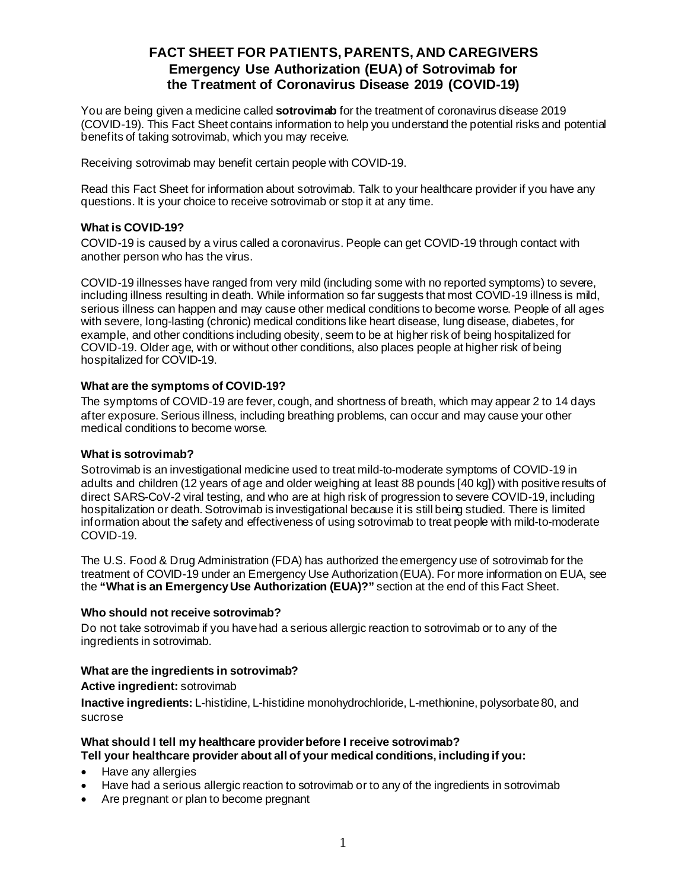# FACT SHEET FOR PATIENTS, PARENTS, AND CAREGIVERS
## Emergency Use Authorization (EUA) of Sotrovimab for the Treatment of Coronavirus Disease 2019 (COVID-19)

You are being given a medicine called **sotrovimab** for the treatment of coronavirus disease 2019 (COVID-19). This Fact Sheet contains information to help you understand the potential risks and potential benefits of taking sotrovimab, which you may receive.

Receiving sotrovimab may benefit certain people with COVID-19.

Read this Fact Sheet for information about sotrovimab. Talk to your healthcare provider if you have any questions. It is your choice to receive sotrovimab or stop it at any time.

### What is COVID-19?

COVID-19 is caused by a virus called a coronavirus. People can get COVID-19 through contact with another person who has the virus.

COVID-19 illnesses have ranged from very mild (including some with no reported symptoms) to severe, including illness resulting in death. While information so far suggests that most COVID-19 illness is mild, serious illness can happen and may cause other medical conditions to become worse. People of all ages with severe, long-lasting (chronic) medical conditions like heart disease, lung disease, diabetes, for example, and other conditions including obesity, seem to be at higher risk of being hospitalized for COVID-19. Older age, with or without other conditions, also places people at higher risk of being hospitalized for COVID-19.

### What are the symptoms of COVID-19?

The symptoms of COVID-19 are fever, cough, and shortness of breath, which may appear 2 to 14 days after exposure. Serious illness, including breathing problems, can occur and may cause your other medical conditions to become worse.

### What is sotrovimab?

Sotrovimab is an investigational medicine used to treat mild-to-moderate symptoms of COVID-19 in adults and children (12 years of age and older weighing at least 88 pounds [40 kg]) with positive results of direct SARS-CoV-2 viral testing, and who are at high risk of progression to severe COVID-19, including hospitalization or death. Sotrovimab is investigational because it is still being studied. There is limited information about the safety and effectiveness of using sotrovimab to treat people with mild-to-moderate COVID-19.

The U.S. Food & Drug Administration (FDA) has authorized the emergency use of sotrovimab for the treatment of COVID-19 under an Emergency Use Authorization (EUA). For more information on EUA, see the **"What is an Emergency Use Authorization (EUA)?"** section at the end of this Fact Sheet.

### Who should not receive sotrovimab?

Do not take sotrovimab if you have had a serious allergic reaction to sotrovimab or to any of the ingredients in sotrovimab.

### What are the ingredients in sotrovimab?

**Active ingredient:** sotrovimab

**Inactive ingredients:** L-histidine, L-histidine monohydrochloride, L-methionine, polysorbate 80, and sucrose

### What should I tell my healthcare provider before I receive sotrovimab?

**Tell your healthcare provider about all of your medical conditions, including if you:**

- Have any allergies
- Have had a serious allergic reaction to sotrovimab or to any of the ingredients in sotrovimab
- Are pregnant or plan to become pregnant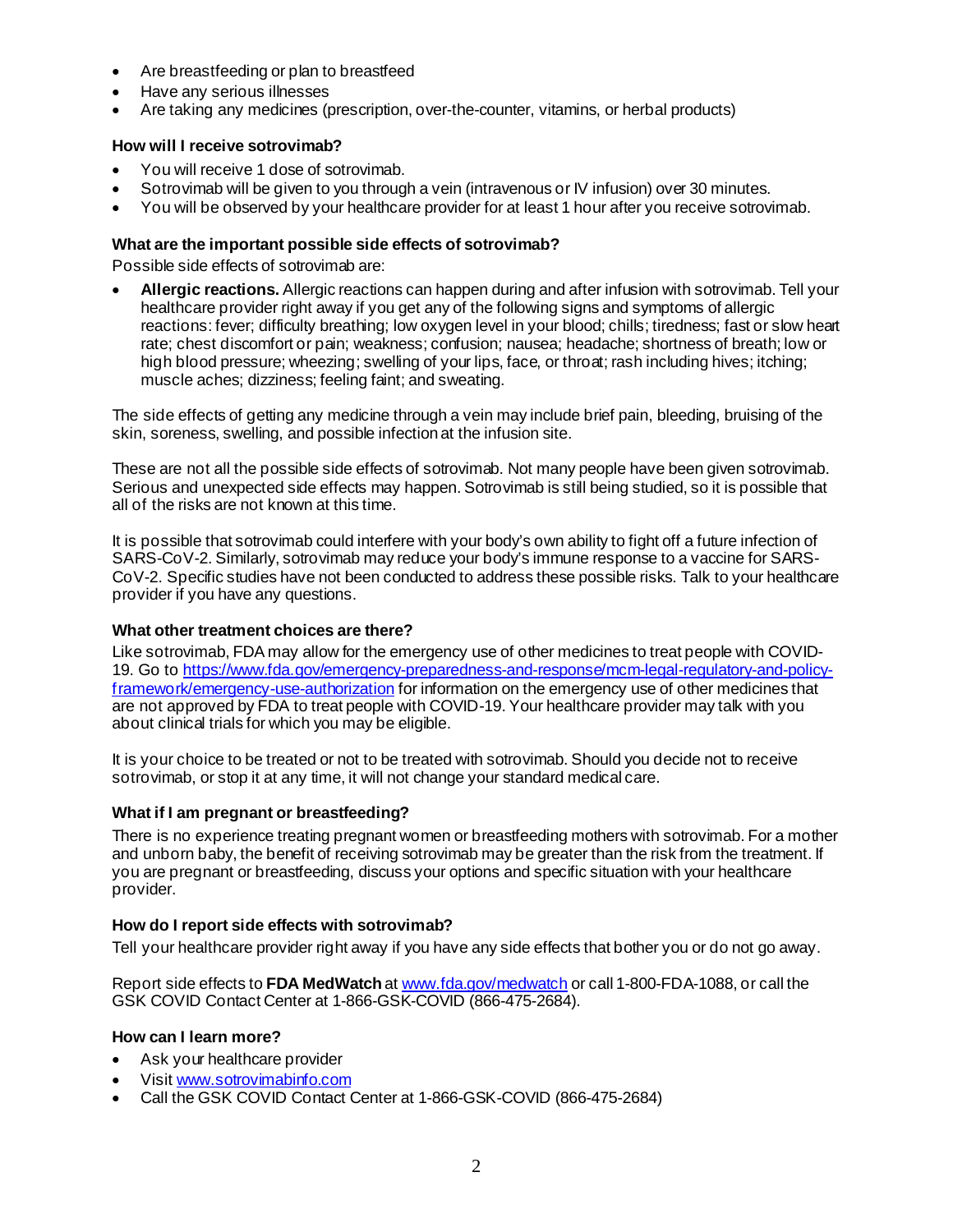- Are breastfeeding or plan to breastfeed
- Have any serious illnesses
- Are taking any medicines (prescription, over-the-counter, vitamins, or herbal products)

**How will I receive sotrovimab?**

- You will receive 1 dose of sotrovimab.
- Sotrovimab will be given to you through a vein (intravenous or IV infusion) over 30 minutes.
- You will be observed by your healthcare provider for at least 1 hour after you receive sotrovimab.

**What are the important possible side effects of sotrovimab?**

Possible side effects of sotrovimab are:

- **Allergic reactions.** Allergic reactions can happen during and after infusion with sotrovimab. Tell your healthcare provider right away if you get any of the following signs and symptoms of allergic reactions: fever; difficulty breathing; low oxygen level in your blood; chills; tiredness; fast or slow heart rate; chest discomfort or pain; weakness; confusion; nausea; headache; shortness of breath; low or high blood pressure; wheezing; swelling of your lips, face, or throat; rash including hives; itching; muscle aches; dizziness; feeling faint; and sweating.

The side effects of getting any medicine through a vein may include brief pain, bleeding, bruising of the skin, soreness, swelling, and possible infection at the infusion site.

These are not all the possible side effects of sotrovimab. Not many people have been given sotrovimab. Serious and unexpected side effects may happen. Sotrovimab is still being studied, so it is possible that all of the risks are not known at this time.

It is possible that sotrovimab could interfere with your body's own ability to fight off a future infection of SARS-CoV-2. Similarly, sotrovimab may reduce your body's immune response to a vaccine for SARS-CoV-2. Specific studies have not been conducted to address these possible risks. Talk to your healthcare provider if you have any questions.

**What other treatment choices are there?**

Like sotrovimab, FDA may allow for the emergency use of other medicines to treat people with COVID-19. Go to https://www.fda.gov/emergency-preparedness-and-response/mcm-legal-regulatory-and-policy-framework/emergency-use-authorization for information on the emergency use of other medicines that are not approved by FDA to treat people with COVID-19. Your healthcare provider may talk with you about clinical trials for which you may be eligible.

It is your choice to be treated or not to be treated with sotrovimab. Should you decide not to receive sotrovimab, or stop it at any time, it will not change your standard medical care.

**What if I am pregnant or breastfeeding?**

There is no experience treating pregnant women or breastfeeding mothers with sotrovimab. For a mother and unborn baby, the benefit of receiving sotrovimab may be greater than the risk from the treatment. If you are pregnant or breastfeeding, discuss your options and specific situation with your healthcare provider.

**How do I report side effects with sotrovimab?**

Tell your healthcare provider right away if you have any side effects that bother you or do not go away.

Report side effects to **FDA MedWatch** at www.fda.gov/medwatch or call 1-800-FDA-1088, or call the GSK COVID Contact Center at 1-866-GSK-COVID (866-475-2684).

**How can I learn more?**

- Ask your healthcare provider
- Visit www.sotrovimabinfo.com
- Call the GSK COVID Contact Center at 1-866-GSK-COVID (866-475-2684)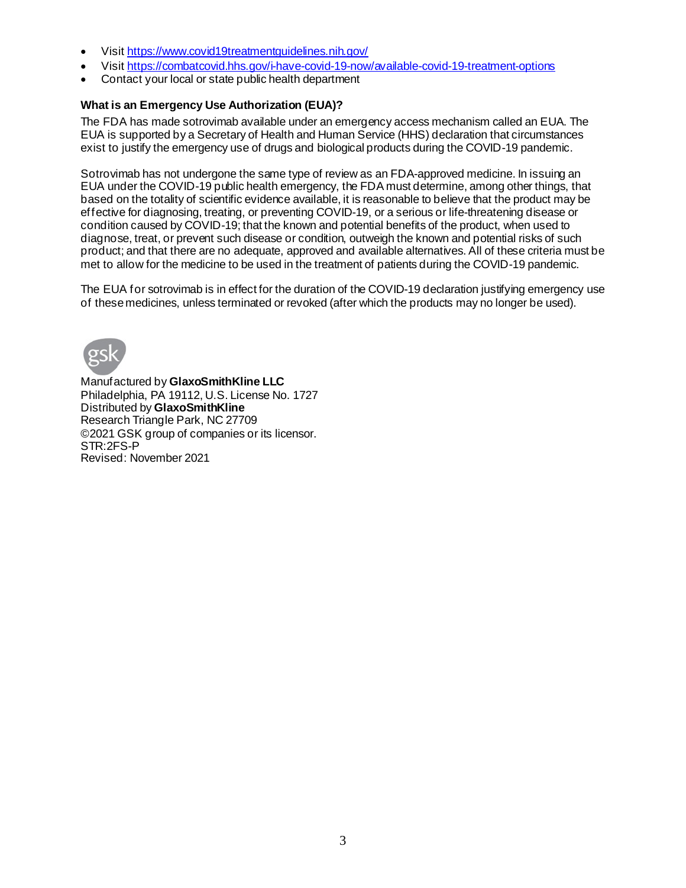- Visit https://www.covid19treatmentguidelines.nih.gov/
- Visit https://combatcovid.hhs.gov/i-have-covid-19-now/available-covid-19-treatment-options
- Contact your local or state public health department

**What is an Emergency Use Authorization (EUA)?**

The FDA has made sotrovimab available under an emergency access mechanism called an EUA. The EUA is supported by a Secretary of Health and Human Service (HHS) declaration that circumstances exist to justify the emergency use of drugs and biological products during the COVID-19 pandemic.

Sotrovimab has not undergone the same type of review as an FDA-approved medicine. In issuing an EUA under the COVID-19 public health emergency, the FDA must determine, among other things, that based on the totality of scientific evidence available, it is reasonable to believe that the product may be effective for diagnosing, treating, or preventing COVID-19, or a serious or life-threatening disease or condition caused by COVID-19; that the known and potential benefits of the product, when used to diagnose, treat, or prevent such disease or condition, outweigh the known and potential risks of such product; and that there are no adequate, approved and available alternatives. All of these criteria must be met to allow for the medicine to be used in the treatment of patients during the COVID-19 pandemic.

The EUA for sotrovimab is in effect for the duration of the COVID-19 declaration justifying emergency use of these medicines, unless terminated or revoked (after which the products may no longer be used).

gsk

Manufactured by **GlaxoSmithKline LLC**
Philadelphia, PA 19112, U.S. License No. 1727
Distributed by **GlaxoSmithKline**
Research Triangle Park, NC 27709
©2021 GSK group of companies or its licensor.
STR:2FS-P
Revised: November 2021